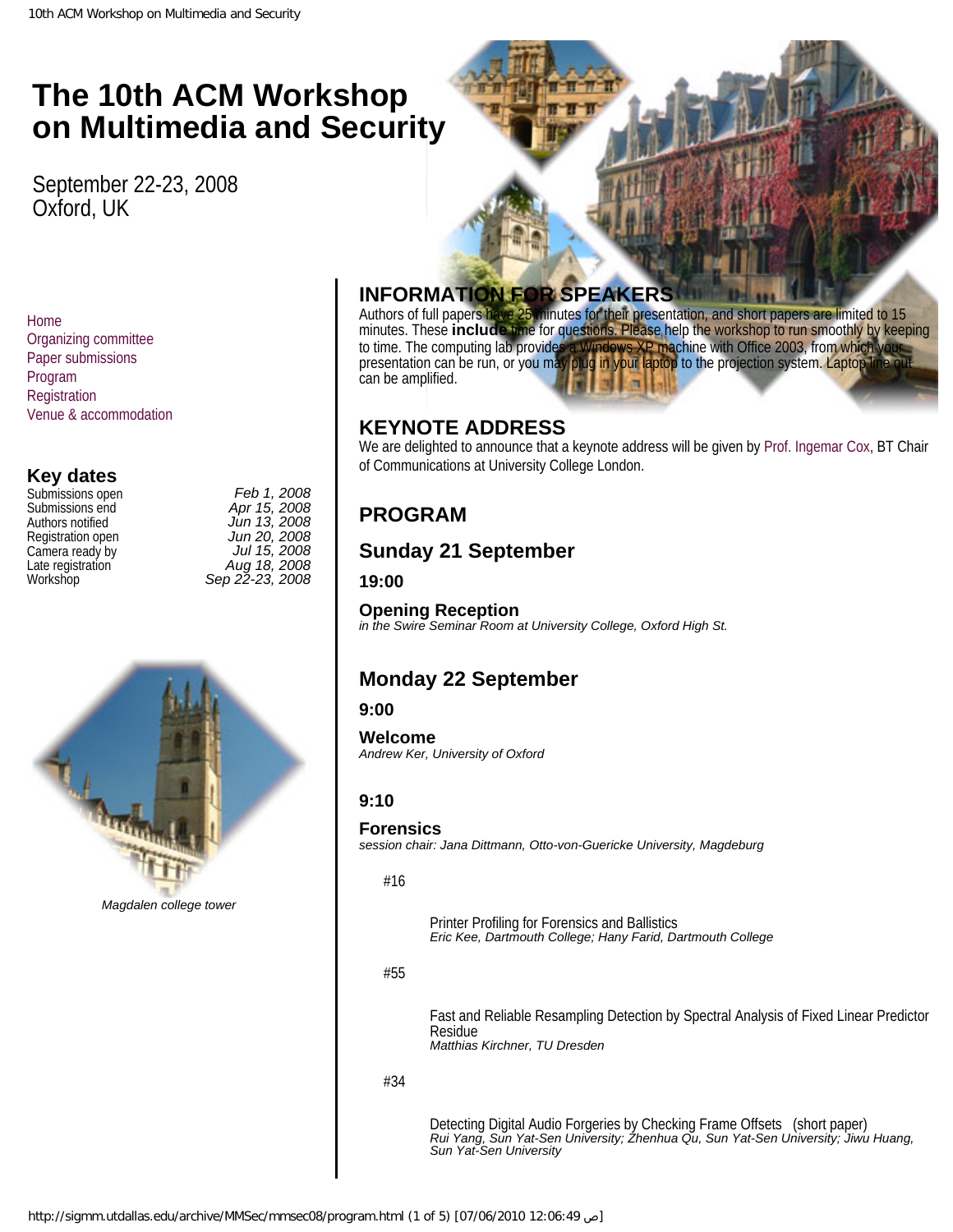# The 10th ACM Workshop on Multimedia and Security

September 22-23, 2008
Oxford, UK

- Home
- Organizing committee
- Paper submissions
- Program
- Registration
- Venue & accommodation

### Key dates

| | |
|---|---|
| Submissions open | *Feb 1, 2008* |
| Submissions end | *Apr 15, 2008* |
| Authors notified | *Jun 13, 2008* |
| Registration open | *Jun 20, 2008* |
| Camera ready by | *Jul 15, 2008* |
| Late registration | *Aug 18, 2008* |
| Workshop | *Sep 22-23, 2008* |

*Magdalen college tower*

## INFORMATION FOR SPEAKERS

Authors of full papers have 25 minutes for their presentation, and short papers are limited to 15 minutes. These **include** time for questions. Please help the workshop to run smoothly by keeping to time. The computing lab provides a Windows XP machine with Office 2003, from which your presentation can be run, or you may plug in your laptop to the projection system. Laptop line out can be amplified.

## KEYNOTE ADDRESS

We are delighted to announce that a keynote address will be given by Prof. Ingemar Cox, BT Chair of Communications at University College London.

## PROGRAM

## Sunday 21 September

### 19:00

### Opening Reception

*in the Swire Seminar Room at University College, Oxford High St.*

## Monday 22 September

### 9:00

### Welcome

*Andrew Ker, University of Oxford*

### 9:10

### Forensics

*session chair: Jana Dittmann, Otto-von-Guericke University, Magdeburg*

#16

Printer Profiling for Forensics and Ballistics
*Eric Kee, Dartmouth College; Hany Farid, Dartmouth College*

#55

Fast and Reliable Resampling Detection by Spectral Analysis of Fixed Linear Predictor Residue
*Matthias Kirchner, TU Dresden*

#34

Detecting Digital Audio Forgeries by Checking Frame Offsets (short paper)
*Rui Yang, Sun Yat-Sen University; Zhenhua Qu, Sun Yat-Sen University; Jiwu Huang, Sun Yat-Sen University*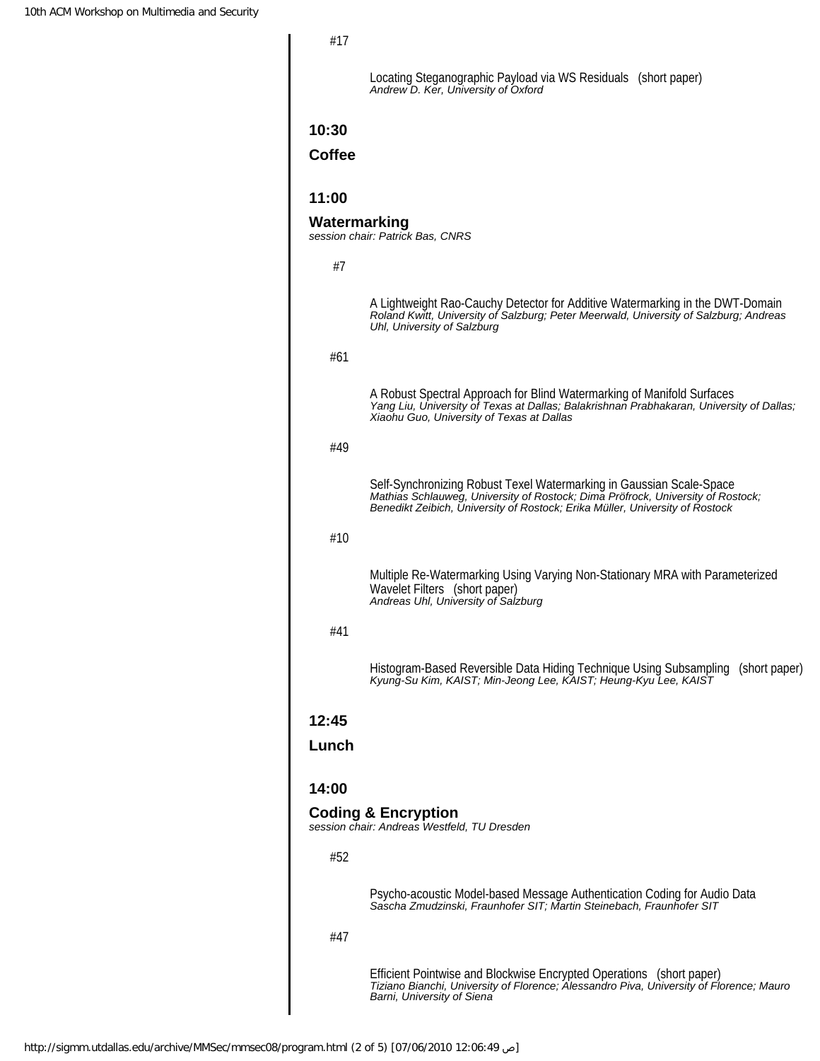#17

Locating Steganographic Payload via WS Residuals (short paper)
*Andrew D. Ker, University of Oxford*

**10:30**

**Coffee**

**11:00**

**Watermarking**
*session chair: Patrick Bas, CNRS*

#7

A Lightweight Rao-Cauchy Detector for Additive Watermarking in the DWT-Domain
*Roland Kwitt, University of Salzburg; Peter Meerwald, University of Salzburg; Andreas Uhl, University of Salzburg*

#61

A Robust Spectral Approach for Blind Watermarking of Manifold Surfaces
*Yang Liu, University of Texas at Dallas; Balakrishnan Prabhakaran, University of Dallas; Xiaohu Guo, University of Texas at Dallas*

#49

Self-Synchronizing Robust Texel Watermarking in Gaussian Scale-Space
*Mathias Schlauweg, University of Rostock; Dima Pröfrock, University of Rostock; Benedikt Zeibich, University of Rostock; Erika Müller, University of Rostock*

#10

Multiple Re-Watermarking Using Varying Non-Stationary MRA with Parameterized Wavelet Filters (short paper)
*Andreas Uhl, University of Salzburg*

#41

Histogram-Based Reversible Data Hiding Technique Using Subsampling (short paper)
*Kyung-Su Kim, KAIST; Min-Jeong Lee, KAIST; Heung-Kyu Lee, KAIST*

**12:45**

**Lunch**

**14:00**

**Coding & Encryption**
*session chair: Andreas Westfeld, TU Dresden*

#52

Psycho-acoustic Model-based Message Authentication Coding for Audio Data
*Sascha Zmudzinski, Fraunhofer SIT; Martin Steinebach, Fraunhofer SIT*

#47

Efficient Pointwise and Blockwise Encrypted Operations (short paper)
*Tiziano Bianchi, University of Florence; Alessandro Piva, University of Florence; Mauro Barni, University of Siena*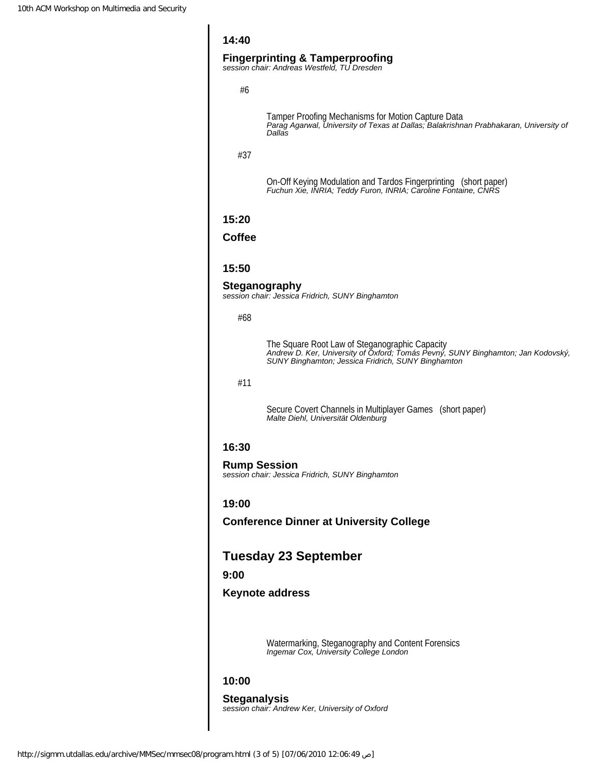**14:40**

**Fingerprinting & Tamperproofing**
*session chair: Andreas Westfeld, TU Dresden*

#6

Tamper Proofing Mechanisms for Motion Capture Data
*Parag Agarwal, University of Texas at Dallas; Balakrishnan Prabhakaran, University of Dallas*

#37

On-Off Keying Modulation and Tardos Fingerprinting (short paper)
*Fuchun Xie, INRIA; Teddy Furon, INRIA; Caroline Fontaine, CNRS*

**15:20**

**Coffee**

**15:50**

**Steganography**
*session chair: Jessica Fridrich, SUNY Binghamton*

#68

The Square Root Law of Steganographic Capacity
*Andrew D. Ker, University of Oxford; Tomás Pevný, SUNY Binghamton; Jan Kodovský, SUNY Binghamton; Jessica Fridrich, SUNY Binghamton*

#11

Secure Covert Channels in Multiplayer Games (short paper)
*Malte Diehl, Universität Oldenburg*

**16:30**

**Rump Session**
*session chair: Jessica Fridrich, SUNY Binghamton*

**19:00**

**Conference Dinner at University College**

## Tuesday 23 September

**9:00**

**Keynote address**

Watermarking, Steganography and Content Forensics
*Ingemar Cox, University College London*

**10:00**

**Steganalysis**
*session chair: Andrew Ker, University of Oxford*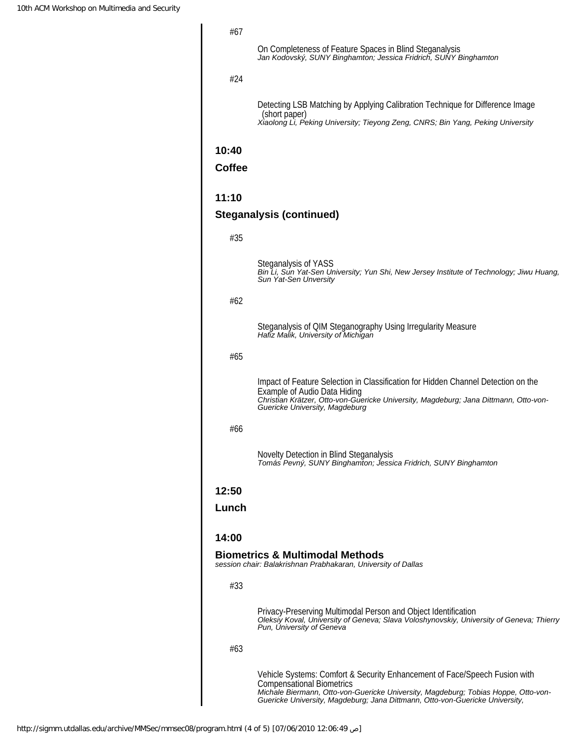#67

On Completeness of Feature Spaces in Blind Steganalysis
*Jan Kodovský, SUNY Binghamton; Jessica Fridrich, SUNY Binghamton*

#24

Detecting LSB Matching by Applying Calibration Technique for Difference Image (short paper)
*Xiaolong Li, Peking University; Tieyong Zeng, CNRS; Bin Yang, Peking University*

**10:40**

**Coffee**

**11:10**

**Steganalysis (continued)**

#35

Steganalysis of YASS
*Bin Li, Sun Yat-Sen University; Yun Shi, New Jersey Institute of Technology; Jiwu Huang, Sun Yat-Sen Unversity*

#62

Steganalysis of QIM Steganography Using Irregularity Measure
*Hafiz Malik, University of Michigan*

#65

Impact of Feature Selection in Classification for Hidden Channel Detection on the Example of Audio Data Hiding
*Christian Krätzer, Otto-von-Guericke University, Magdeburg; Jana Dittmann, Otto-von-Guericke University, Magdeburg*

#66

Novelty Detection in Blind Steganalysis
*Tomás Pevný, SUNY Binghamton; Jessica Fridrich, SUNY Binghamton*

**12:50**

**Lunch**

**14:00**

**Biometrics & Multimodal Methods**
*session chair: Balakrishnan Prabhakaran, University of Dallas*

#33

Privacy-Preserving Multimodal Person and Object Identification
*Oleksiy Koval, University of Geneva; Slava Voloshynovskiy, University of Geneva; Thierry Pun, University of Geneva*

#63

Vehicle Systems: Comfort & Security Enhancement of Face/Speech Fusion with Compensational Biometrics
*Michale Biermann, Otto-von-Guericke University, Magdeburg; Tobias Hoppe, Otto-von-Guericke University, Magdeburg; Jana Dittmann, Otto-von-Guericke University,*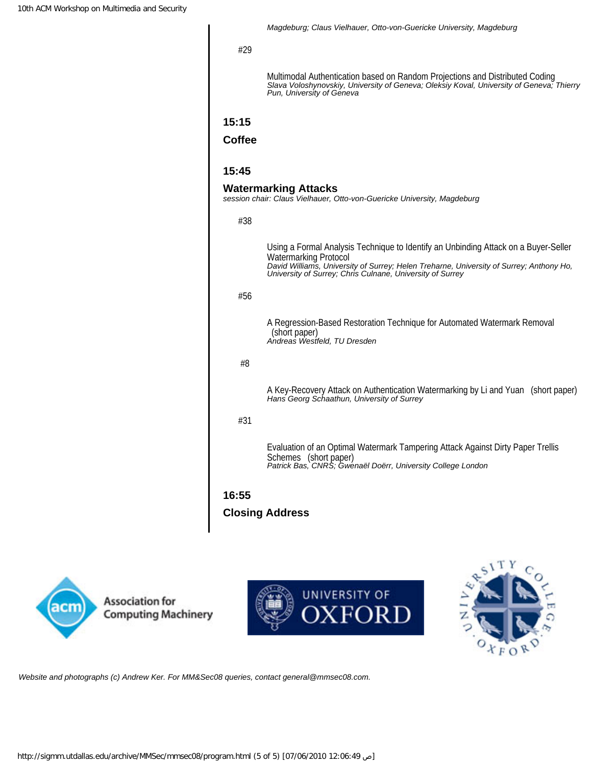Magdeburg; Claus Vielhauer, Otto-von-Guericke University, Magdeburg

#29

Multimodal Authentication based on Random Projections and Distributed Coding
*Slava Voloshynovskiy, University of Geneva; Oleksiy Koval, University of Geneva; Thierry Pun, University of Geneva*

**15:15**

**Coffee**

**15:45**

**Watermarking Attacks**
*session chair: Claus Vielhauer, Otto-von-Guericke University, Magdeburg*

#38

Using a Formal Analysis Technique to Identify an Unbinding Attack on a Buyer-Seller Watermarking Protocol
*David Williams, University of Surrey; Helen Treharne, University of Surrey; Anthony Ho, University of Surrey; Chris Culnane, University of Surrey*

#56

A Regression-Based Restoration Technique for Automated Watermark Removal (short paper)
*Andreas Westfeld, TU Dresden*

#8

A Key-Recovery Attack on Authentication Watermarking by Li and Yuan (short paper)
*Hans Georg Schaathun, University of Surrey*

#31

Evaluation of an Optimal Watermark Tampering Attack Against Dirty Paper Trellis Schemes (short paper)
*Patrick Bas, CNRS; Gwenaël Doërr, University College London*

**16:55**

**Closing Address**

Association for Computing Machinery

UNIVERSITY OF OXFORD

UNIVERSITY COLLEGE OXFORD

*Website and photographs (c) Andrew Ker. For MM&Sec08 queries, contact general@mmsec08.com.*